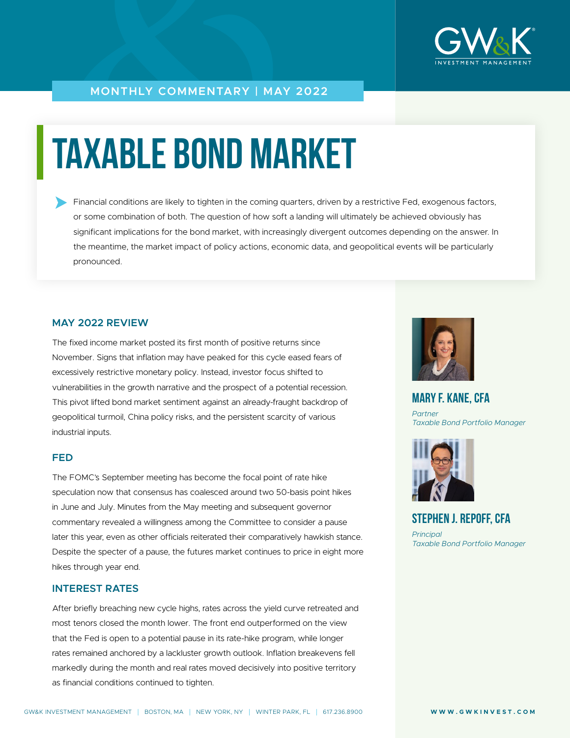MONTHLY COMMENTARY | MAY 2022

# TAXABLE BOND MARKET

Financial conditions are likely to tighten in the coming quarters, driven by a restrictive Fed, exogenous factors, or some combination of both. The question of how soft a landing will ultimately be achieved obviously has significant implications for the bond market, with increasingly divergent outcomes depending on the answer. In the meantime, the market impact of policy actions, economic data, and geopolitical events will be particularly pronounced.

## MAY 2022 REVIEW

The fixed income market posted its first month of positive returns since November. Signs that inflation may have peaked for this cycle eased fears of excessively restrictive monetary policy. Instead, investor focus shifted to vulnerabilities in the growth narrative and the prospect of a potential recession. This pivot lifted bond market sentiment against an already-fraught backdrop of geopolitical turmoil, China policy risks, and the persistent scarcity of various industrial inputs.

## FED

The FOMC's September meeting has become the focal point of rate hike speculation now that consensus has coalesced around two 50-basis point hikes in June and July. Minutes from the May meeting and subsequent governor commentary revealed a willingness among the Committee to consider a pause later this year, even as other officials reiterated their comparatively hawkish stance. Despite the specter of a pause, the futures market continues to price in eight more hikes through year end.

## INTEREST RATES

After briefly breaching new cycle highs, rates across the yield curve retreated and most tenors closed the month lower. The front end outperformed on the view that the Fed is open to a potential pause in its rate-hike program, while longer rates remained anchored by a lackluster growth outlook. Inflation breakevens fell markedly during the month and real rates moved decisively into positive territory as financial conditions continued to tighten.

**MARY F. KANE, CFA**
*Partner*
*Taxable Bond Portfolio Manager*

**STEPHEN J. REPOFF, CFA**
*Principal*
*Taxable Bond Portfolio Manager*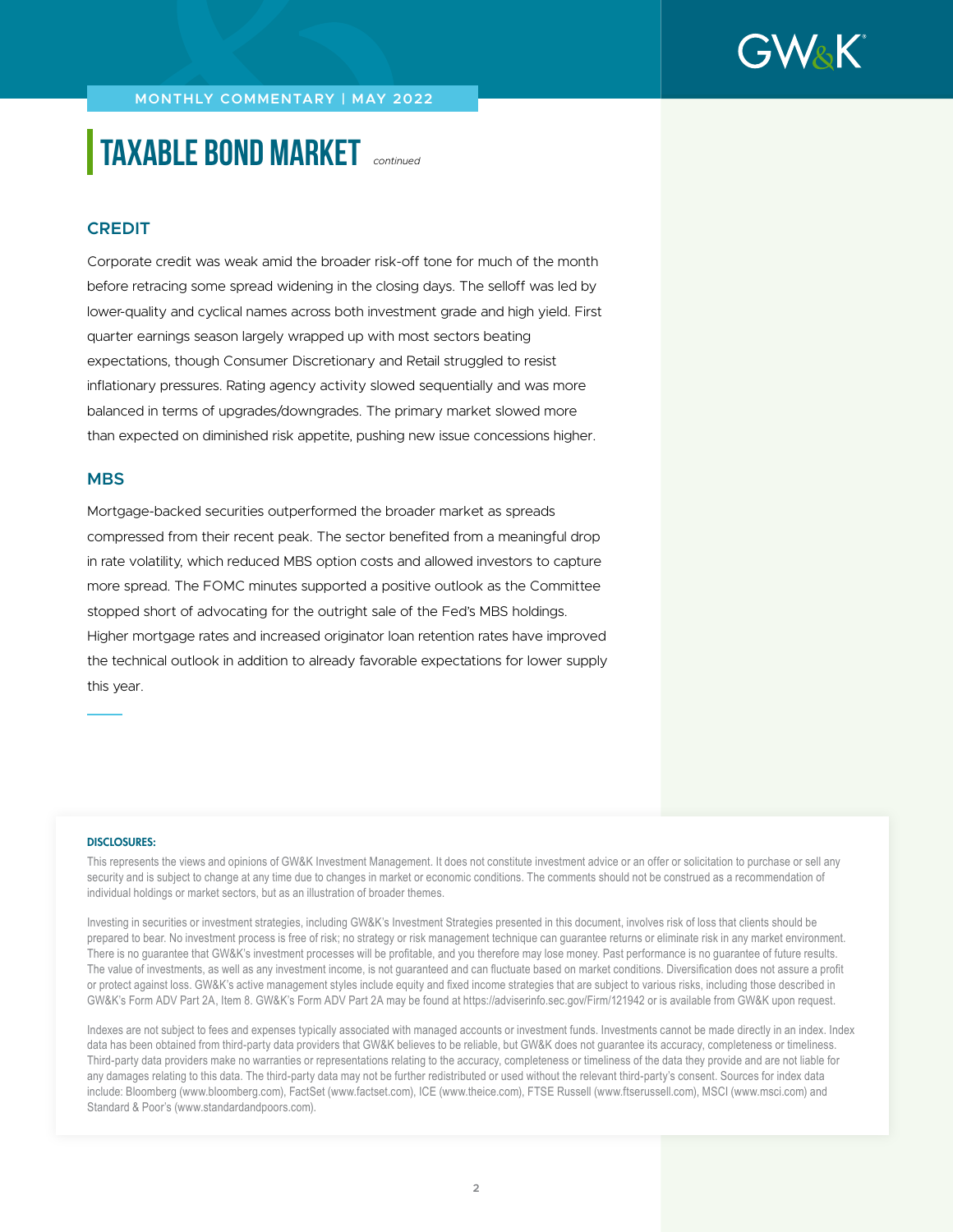# TAXABLE BOND MARKET *continued*

## CREDIT

Corporate credit was weak amid the broader risk-off tone for much of the month before retracing some spread widening in the closing days. The selloff was led by lower-quality and cyclical names across both investment grade and high yield. First quarter earnings season largely wrapped up with most sectors beating expectations, though Consumer Discretionary and Retail struggled to resist inflationary pressures. Rating agency activity slowed sequentially and was more balanced in terms of upgrades/downgrades. The primary market slowed more than expected on diminished risk appetite, pushing new issue concessions higher.

## MBS

Mortgage-backed securities outperformed the broader market as spreads compressed from their recent peak. The sector benefited from a meaningful drop in rate volatility, which reduced MBS option costs and allowed investors to capture more spread. The FOMC minutes supported a positive outlook as the Committee stopped short of advocating for the outright sale of the Fed's MBS holdings. Higher mortgage rates and increased originator loan retention rates have improved the technical outlook in addition to already favorable expectations for lower supply this year.

---

**DISCLOSURES:**

This represents the views and opinions of GW&K Investment Management. It does not constitute investment advice or an offer or solicitation to purchase or sell any security and is subject to change at any time due to changes in market or economic conditions. The comments should not be construed as a recommendation of individual holdings or market sectors, but as an illustration of broader themes.

Investing in securities or investment strategies, including GW&K's Investment Strategies presented in this document, involves risk of loss that clients should be prepared to bear. No investment process is free of risk; no strategy or risk management technique can guarantee returns or eliminate risk in any market environment. There is no guarantee that GW&K's investment processes will be profitable, and you therefore may lose money. Past performance is no guarantee of future results. The value of investments, as well as any investment income, is not guaranteed and can fluctuate based on market conditions. Diversification does not assure a profit or protect against loss. GW&K's active management styles include equity and fixed income strategies that are subject to various risks, including those described in GW&K's Form ADV Part 2A, Item 8. GW&K's Form ADV Part 2A may be found at https://adviserinfo.sec.gov/Firm/121942 or is available from GW&K upon request.

Indexes are not subject to fees and expenses typically associated with managed accounts or investment funds. Investments cannot be made directly in an index. Index data has been obtained from third-party data providers that GW&K believes to be reliable, but GW&K does not guarantee its accuracy, completeness or timeliness. Third-party data providers make no warranties or representations relating to the accuracy, completeness or timeliness of the data they provide and are not liable for any damages relating to this data. The third-party data may not be further redistributed or used without the relevant third-party's consent. Sources for index data include: Bloomberg (www.bloomberg.com), FactSet (www.factset.com), ICE (www.theice.com), FTSE Russell (www.ftserussell.com), MSCI (www.msci.com) and Standard & Poor's (www.standardandpoors.com).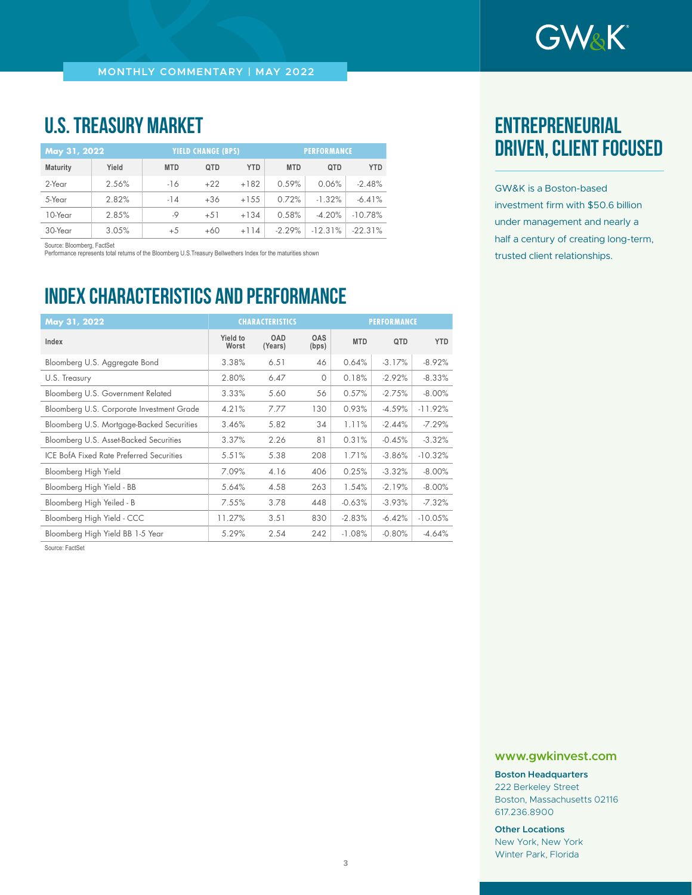MONTHLY COMMENTARY | MAY 2022

## U.S. TREASURY MARKET

| May 31, 2022 | | Yield Change (BPS) | | | Performance | | |
|---|---|---|---|---|---|---|---|
| Maturity | Yield | MTD | QTD | YTD | MTD | QTD | YTD |
| 2-Year | 2.56% | -16 | +22 | +182 | 0.59% | 0.06% | -2.48% |
| 5-Year | 2.82% | -14 | +36 | +155 | 0.72% | -1.32% | -6.41% |
| 10-Year | 2.85% | -9 | +51 | +134 | 0.58% | -4.20% | -10.78% |
| 30-Year | 3.05% | +5 | +60 | +114 | -2.29% | -12.31% | -22.31% |

Source: Bloomberg, FactSet
Performance represents total returns of the Bloomberg U.S.Treasury Bellwethers Index for the maturities shown

## INDEX CHARACTERISTICS AND PERFORMANCE

| May 31, 2022 | Characteristics | | | Performance | | |
|---|---|---|---|---|---|---|
| Index | Yield to Worst | OAD (Years) | OAS (bps) | MTD | QTD | YTD |
| Bloomberg U.S. Aggregate Bond | 3.38% | 6.51 | 46 | 0.64% | -3.17% | -8.92% |
| U.S. Treasury | 2.80% | 6.47 | 0 | 0.18% | -2.92% | -8.33% |
| Bloomberg U.S. Government Related | 3.33% | 5.60 | 56 | 0.57% | -2.75% | -8.00% |
| Bloomberg U.S. Corporate Investment Grade | 4.21% | 7.77 | 130 | 0.93% | -4.59% | -11.92% |
| Bloomberg U.S. Mortgage-Backed Securities | 3.46% | 5.82 | 34 | 1.11% | -2.44% | -7.29% |
| Bloomberg U.S. Asset-Backed Securities | 3.37% | 2.26 | 81 | 0.31% | -0.45% | -3.32% |
| ICE BofA Fixed Rate Preferred Securities | 5.51% | 5.38 | 208 | 1.71% | -3.86% | -10.32% |
| Bloomberg High Yield | 7.09% | 4.16 | 406 | 0.25% | -3.32% | -8.00% |
| Bloomberg High Yield - BB | 5.64% | 4.58 | 263 | 1.54% | -2.19% | -8.00% |
| Bloomberg High Yeiled - B | 7.55% | 3.78 | 448 | -0.63% | -3.93% | -7.32% |
| Bloomberg High Yield - CCC | 11.27% | 3.51 | 830 | -2.83% | -6.42% | -10.05% |
| Bloomberg High Yield BB 1-5 Year | 5.29% | 2.54 | 242 | -1.08% | -0.80% | -4.64% |

Source: FactSet

GW&K

## ENTREPRENEURIAL DRIVEN, CLIENT FOCUSED

GW&K is a Boston-based investment firm with $50.6 billion under management and nearly a half a century of creating long-term, trusted client relationships.

**www.gwkinvest.com**

**Boston Headquarters**
222 Berkeley Street
Boston, Massachusetts 02116
617.236.8900

**Other Locations**
New York, New York
Winter Park, Florida